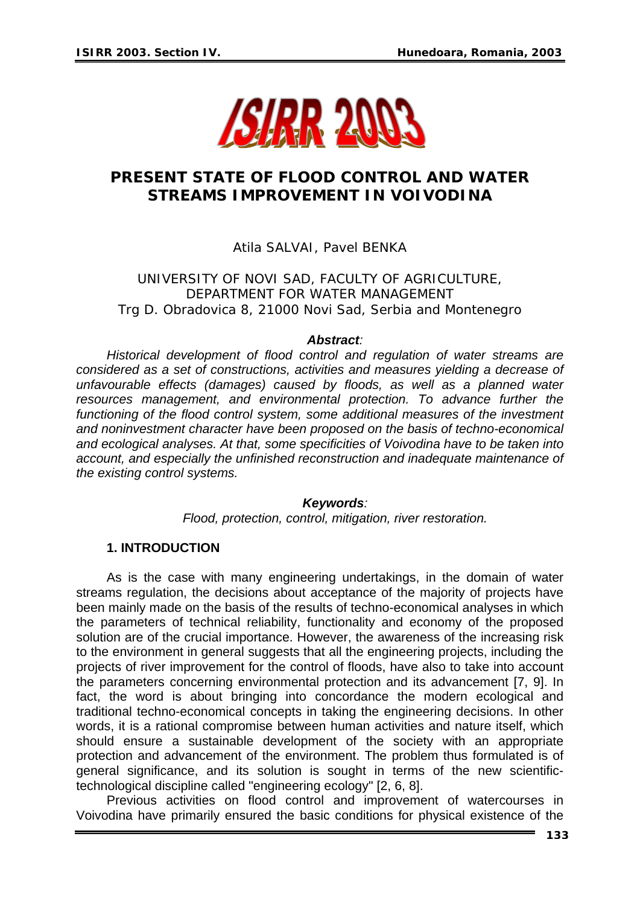# PRESENT STATE OF FLOOD CONTROL AND WATER STREAMS IMPROVEMENT IN VOIVODINA

Atila SALVAI, Pavel BENKA

UNIVERSITY OF NOVI SAD, FACULTY OF AGRICULTURE,
DEPARTMENT FOR WATER MANAGEMENT
Trg D. Obradovica 8, 21000 Novi Sad, Serbia and Montenegro

***Abstract**:*

*Historical development of flood control and regulation of water streams are considered as a set of constructions, activities and measures yielding a decrease of unfavourable effects (damages) caused by floods, as well as a planned water resources management, and environmental protection. To advance further the functioning of the flood control system, some additional measures of the investment and noninvestment character have been proposed on the basis of techno-economical and ecological analyses. At that, some specificities of Voivodina have to be taken into account, and especially the unfinished reconstruction and inadequate maintenance of the existing control systems.*

***Keywords**:*

*Flood, protection, control, mitigation, river restoration.*

## 1. INTRODUCTION

As is the case with many engineering undertakings, in the domain of water streams regulation, the decisions about acceptance of the majority of projects have been mainly made on the basis of the results of techno-economical analyses in which the parameters of technical reliability, functionality and economy of the proposed solution are of the crucial importance. However, the awareness of the increasing risk to the environment in general suggests that all the engineering projects, including the projects of river improvement for the control of floods, have also to take into account the parameters concerning environmental protection and its advancement [7, 9]. In fact, the word is about bringing into concordance the modern ecological and traditional techno-economical concepts in taking the engineering decisions. In other words, it is a rational compromise between human activities and nature itself, which should ensure a sustainable development of the society with an appropriate protection and advancement of the environment. The problem thus formulated is of general significance, and its solution is sought in terms of the new scientific-technological discipline called "engineering ecology" [2, 6, 8].

Previous activities on flood control and improvement of watercourses in Voivodina have primarily ensured the basic conditions for physical existence of the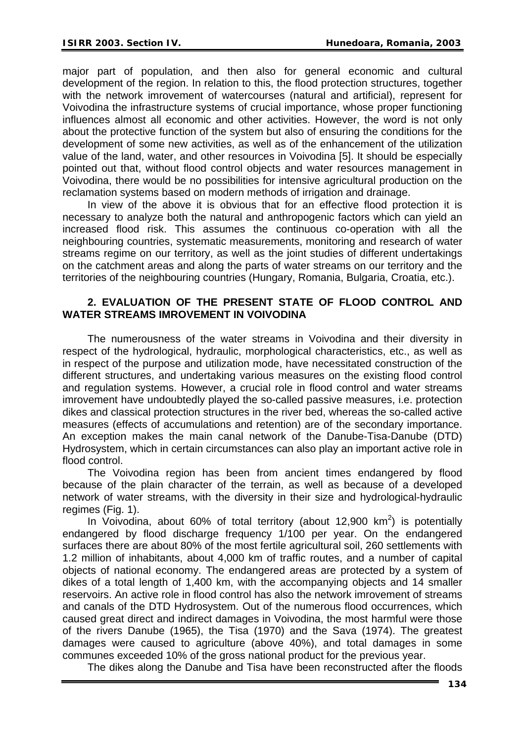major part of population, and then also for general economic and cultural development of the region. In relation to this, the flood protection structures, together with the network imrovement of watercourses (natural and artificial), represent for Voivodina the infrastructure systems of crucial importance, whose proper functioning influences almost all economic and other activities. However, the word is not only about the protective function of the system but also of ensuring the conditions for the development of some new activities, as well as of the enhancement of the utilization value of the land, water, and other resources in Voivodina [5]. It should be especially pointed out that, without flood control objects and water resources management in Voivodina, there would be no possibilities for intensive agricultural production on the reclamation systems based on modern methods of irrigation and drainage.

In view of the above it is obvious that for an effective flood protection it is necessary to analyze both the natural and anthropogenic factors which can yield an increased flood risk. This assumes the continuous co-operation with all the neighbouring countries, systematic measurements, monitoring and research of water streams regime on our territory, as well as the joint studies of different undertakings on the catchment areas and along the parts of water streams on our territory and the territories of the neighbouring countries (Hungary, Romania, Bulgaria, Croatia, etc.).

## 2. EVALUATION OF THE PRESENT STATE OF FLOOD CONTROL AND WATER STREAMS IMROVEMENT IN VOIVODINA

The numerousness of the water streams in Voivodina and their diversity in respect of the hydrological, hydraulic, morphological characteristics, etc., as well as in respect of the purpose and utilization mode, have necessitated construction of the different structures, and undertaking various measures on the existing flood control and regulation systems. However, a crucial role in flood control and water streams imrovement have undoubtedly played the so-called passive measures, i.e. protection dikes and classical protection structures in the river bed, whereas the so-called active measures (effects of accumulations and retention) are of the secondary importance. An exception makes the main canal network of the Danube-Tisa-Danube (DTD) Hydrosystem, which in certain circumstances can also play an important active role in flood control.

The Voivodina region has been from ancient times endangered by flood because of the plain character of the terrain, as well as because of a developed network of water streams, with the diversity in their size and hydrological-hydraulic regimes (Fig. 1).

In Voivodina, about 60% of total territory (about 12,900 km$^2$) is potentially endangered by flood discharge frequency 1/100 per year. On the endangered surfaces there are about 80% of the most fertile agricultural soil, 260 settlements with 1.2 million of inhabitants, about 4,000 km of traffic routes, and a number of capital objects of national economy. The endangered areas are protected by a system of dikes of a total length of 1,400 km, with the accompanying objects and 14 smaller reservoirs. An active role in flood control has also the network imrovement of streams and canals of the DTD Hydrosystem. Out of the numerous flood occurrences, which caused great direct and indirect damages in Voivodina, the most harmful were those of the rivers Danube (1965), the Tisa (1970) and the Sava (1974). The greatest damages were caused to agriculture (above 40%), and total damages in some communes exceeded 10% of the gross national product for the previous year.

The dikes along the Danube and Tisa have been reconstructed after the floods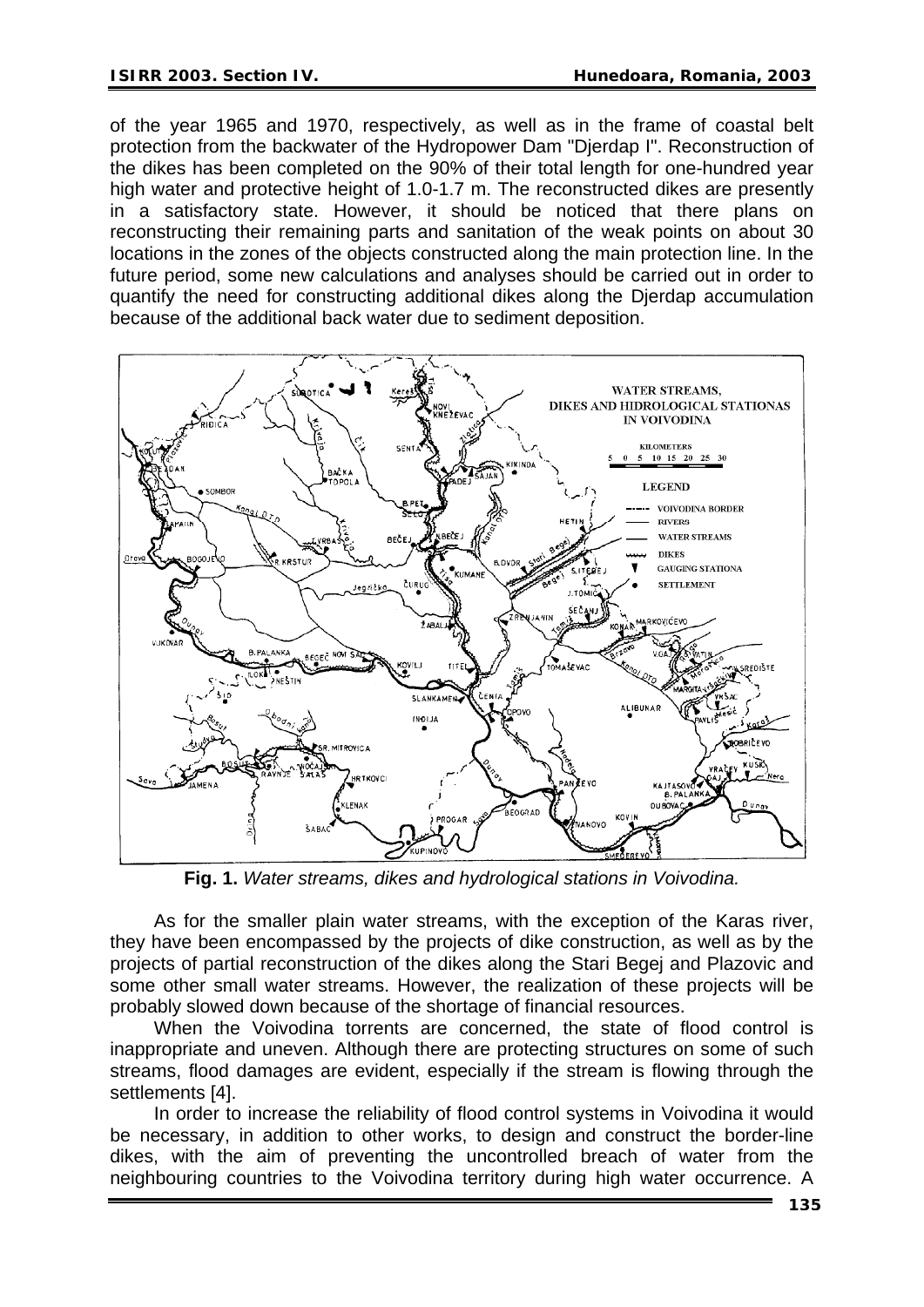of the year 1965 and 1970, respectively, as well as in the frame of coastal belt protection from the backwater of the Hydropower Dam "Djerdap I". Reconstruction of the dikes has been completed on the 90% of their total length for one-hundred year high water and protective height of 1.0-1.7 m. The reconstructed dikes are presently in a satisfactory state. However, it should be noticed that there plans on reconstructing their remaining parts and sanitation of the weak points on about 30 locations in the zones of the objects constructed along the main protection line. In the future period, some new calculations and analyses should be carried out in order to quantify the need for constructing additional dikes along the Djerdap accumulation because of the additional back water due to sediment deposition.

**Fig. 1.** *Water streams, dikes and hydrological stations in Voivodina.*

As for the smaller plain water streams, with the exception of the Karas river, they have been encompassed by the projects of dike construction, as well as by the projects of partial reconstruction of the dikes along the Stari Begej and Plazovic and some other small water streams. However, the realization of these projects will be probably slowed down because of the shortage of financial resources.

When the Voivodina torrents are concerned, the state of flood control is inappropriate and uneven. Although there are protecting structures on some of such streams, flood damages are evident, especially if the stream is flowing through the settlements [4].

In order to increase the reliability of flood control systems in Voivodina it would be necessary, in addition to other works, to design and construct the border-line dikes, with the aim of preventing the uncontrolled breach of water from the neighbouring countries to the Voivodina territory during high water occurrence. A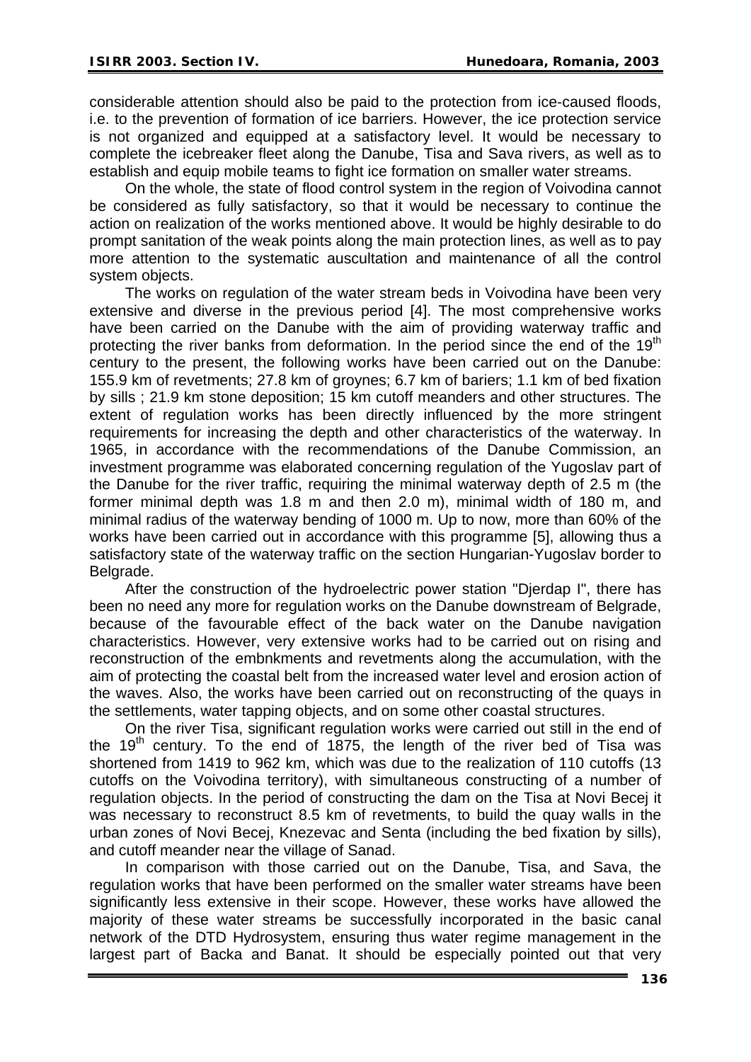considerable attention should also be paid to the protection from ice-caused floods, i.e. to the prevention of formation of ice barriers. However, the ice protection service is not organized and equipped at a satisfactory level. It would be necessary to complete the icebreaker fleet along the Danube, Tisa and Sava rivers, as well as to establish and equip mobile teams to fight ice formation on smaller water streams.

On the whole, the state of flood control system in the region of Voivodina cannot be considered as fully satisfactory, so that it would be necessary to continue the action on realization of the works mentioned above. It would be highly desirable to do prompt sanitation of the weak points along the main protection lines, as well as to pay more attention to the systematic auscultation and maintenance of all the control system objects.

The works on regulation of the water stream beds in Voivodina have been very extensive and diverse in the previous period [4]. The most comprehensive works have been carried on the Danube with the aim of providing waterway traffic and protecting the river banks from deformation. In the period since the end of the 19th century to the present, the following works have been carried out on the Danube: 155.9 km of revetments; 27.8 km of groynes; 6.7 km of bariers; 1.1 km of bed fixation by sills ; 21.9 km stone deposition; 15 km cutoff meanders and other structures. The extent of regulation works has been directly influenced by the more stringent requirements for increasing the depth and other characteristics of the waterway. In 1965, in accordance with the recommendations of the Danube Commission, an investment programme was elaborated concerning regulation of the Yugoslav part of the Danube for the river traffic, requiring the minimal waterway depth of 2.5 m (the former minimal depth was 1.8 m and then 2.0 m), minimal width of 180 m, and minimal radius of the waterway bending of 1000 m. Up to now, more than 60% of the works have been carried out in accordance with this programme [5], allowing thus a satisfactory state of the waterway traffic on the section Hungarian-Yugoslav border to Belgrade.

After the construction of the hydroelectric power station "Djerdap I", there has been no need any more for regulation works on the Danube downstream of Belgrade, because of the favourable effect of the back water on the Danube navigation characteristics. However, very extensive works had to be carried out on rising and reconstruction of the embnkments and revetments along the accumulation, with the aim of protecting the coastal belt from the increased water level and erosion action of the waves. Also, the works have been carried out on reconstructing of the quays in the settlements, water tapping objects, and on some other coastal structures.

On the river Tisa, significant regulation works were carried out still in the end of the 19th century. To the end of 1875, the length of the river bed of Tisa was shortened from 1419 to 962 km, which was due to the realization of 110 cutoffs (13 cutoffs on the Voivodina territory), with simultaneous constructing of a number of regulation objects. In the period of constructing the dam on the Tisa at Novi Becej it was necessary to reconstruct 8.5 km of revetments, to build the quay walls in the urban zones of Novi Becej, Knezevac and Senta (including the bed fixation by sills), and cutoff meander near the village of Sanad.

In comparison with those carried out on the Danube, Tisa, and Sava, the regulation works that have been performed on the smaller water streams have been significantly less extensive in their scope. However, these works have allowed the majority of these water streams be successfully incorporated in the basic canal network of the DTD Hydrosystem, ensuring thus water regime management in the largest part of Backa and Banat. It should be especially pointed out that very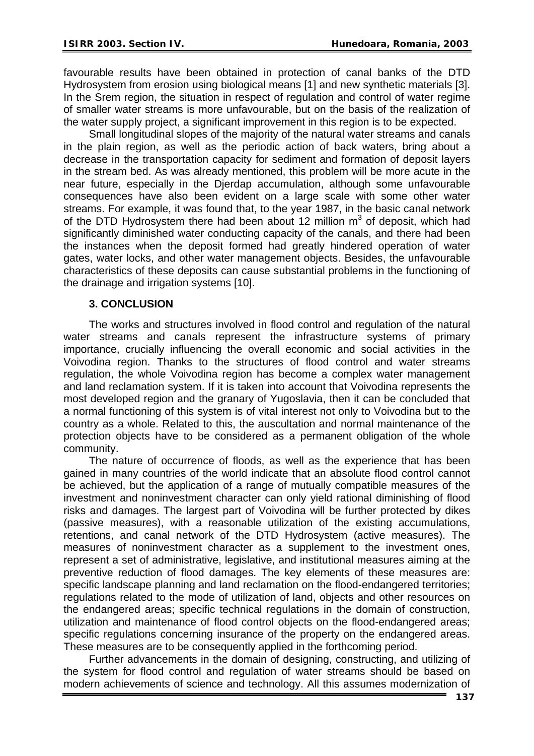favourable results have been obtained in protection of canal banks of the DTD Hydrosystem from erosion using biological means [1] and new synthetic materials [3]. In the Srem region, the situation in respect of regulation and control of water regime of smaller water streams is more unfavourable, but on the basis of the realization of the water supply project, a significant improvement in this region is to be expected.

Small longitudinal slopes of the majority of the natural water streams and canals in the plain region, as well as the periodic action of back waters, bring about a decrease in the transportation capacity for sediment and formation of deposit layers in the stream bed. As was already mentioned, this problem will be more acute in the near future, especially in the Djerdap accumulation, although some unfavourable consequences have also been evident on a large scale with some other water streams. For example, it was found that, to the year 1987, in the basic canal network of the DTD Hydrosystem there had been about 12 million $m^3$ of deposit, which had significantly diminished water conducting capacity of the canals, and there had been the instances when the deposit formed had greatly hindered operation of water gates, water locks, and other water management objects. Besides, the unfavourable characteristics of these deposits can cause substantial problems in the functioning of the drainage and irrigation systems [10].

## 3. CONCLUSION

The works and structures involved in flood control and regulation of the natural water streams and canals represent the infrastructure systems of primary importance, crucially influencing the overall economic and social activities in the Voivodina region. Thanks to the structures of flood control and water streams regulation, the whole Voivodina region has become a complex water management and land reclamation system. If it is taken into account that Voivodina represents the most developed region and the granary of Yugoslavia, then it can be concluded that a normal functioning of this system is of vital interest not only to Voivodina but to the country as a whole. Related to this, the auscultation and normal maintenance of the protection objects have to be considered as a permanent obligation of the whole community.

The nature of occurrence of floods, as well as the experience that has been gained in many countries of the world indicate that an absolute flood control cannot be achieved, but the application of a range of mutually compatible measures of the investment and noninvestment character can only yield rational diminishing of flood risks and damages. The largest part of Voivodina will be further protected by dikes (passive measures), with a reasonable utilization of the existing accumulations, retentions, and canal network of the DTD Hydrosystem (active measures). The measures of noninvestment character as a supplement to the investment ones, represent a set of administrative, legislative, and institutional measures aiming at the preventive reduction of flood damages. The key elements of these measures are: specific landscape planning and land reclamation on the flood-endangered territories; regulations related to the mode of utilization of land, objects and other resources on the endangered areas; specific technical regulations in the domain of construction, utilization and maintenance of flood control objects on the flood-endangered areas; specific regulations concerning insurance of the property on the endangered areas. These measures are to be consequently applied in the forthcoming period.

Further advancements in the domain of designing, constructing, and utilizing of the system for flood control and regulation of water streams should be based on modern achievements of science and technology. All this assumes modernization of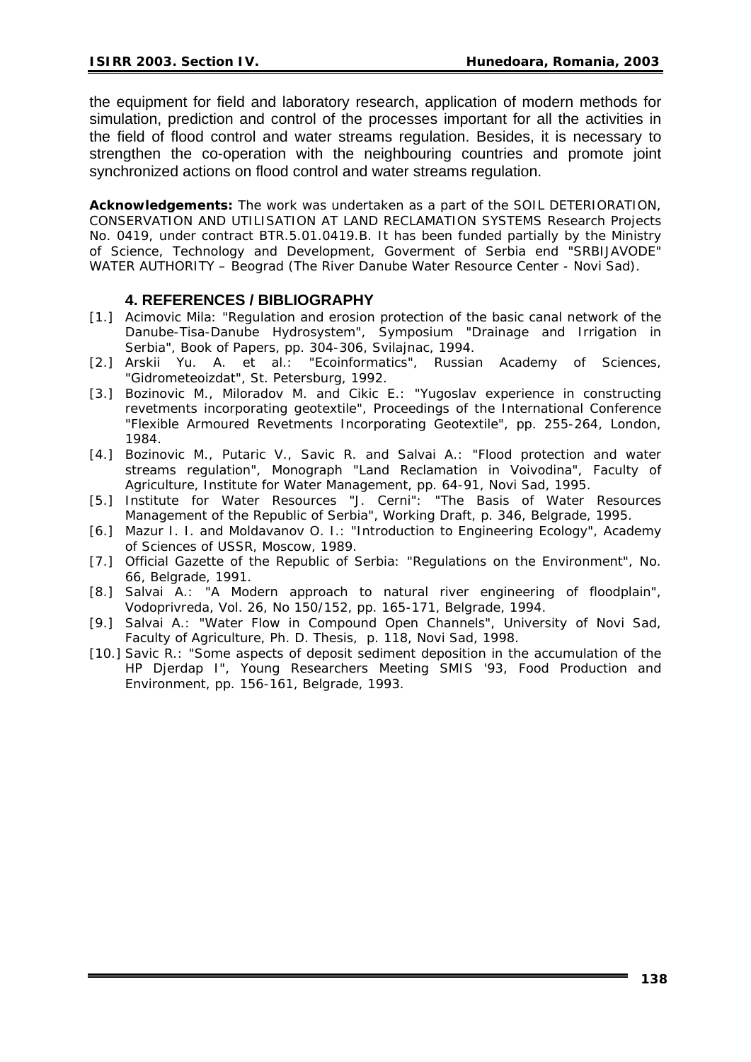the equipment for field and laboratory research, application of modern methods for simulation, prediction and control of the processes important for all the activities in the field of flood control and water streams regulation. Besides, it is necessary to strengthen the co-operation with the neighbouring countries and promote joint synchronized actions on flood control and water streams regulation.

**Acknowledgements:** The work was undertaken as a part of the SOIL DETERIORATION, CONSERVATION AND UTILISATION AT LAND RECLAMATION SYSTEMS Research Projects No. 0419, under contract BTR.5.01.0419.B. It has been funded partially by the Ministry of Science, Technology and Development, Goverment of Serbia end "SRBIJAVODE" WATER AUTHORITY – Beograd (The River Danube Water Resource Center - Novi Sad).

## 4. REFERENCES / BIBLIOGRAPHY

[1.] Acimovic Mila: "Regulation and erosion protection of the basic canal network of the Danube-Tisa-Danube Hydrosystem", Symposium "Drainage and Irrigation in Serbia", Book of Papers, pp. 304-306, Svilajnac, 1994.

[2.] Arskii Yu. A. et al.: "Ecoinformatics", Russian Academy of Sciences, "Gidrometeoizdat", St. Petersburg, 1992.

[3.] Bozinovic M., Miloradov M. and Cikic E.: "Yugoslav experience in constructing revetments incorporating geotextile", Proceedings of the International Conference "Flexible Armoured Revetments Incorporating Geotextile", pp. 255-264, London, 1984.

[4.] Bozinovic M., Putaric V., Savic R. and Salvai A.: "Flood protection and water streams regulation", Monograph "Land Reclamation in Voivodina", Faculty of Agriculture, Institute for Water Management, pp. 64-91, Novi Sad, 1995.

[5.] Institute for Water Resources "J. Cerni": "The Basis of Water Resources Management of the Republic of Serbia", Working Draft, p. 346, Belgrade, 1995.

[6.] Mazur I. I. and Moldavanov O. I.: "Introduction to Engineering Ecology", Academy of Sciences of USSR, Moscow, 1989.

[7.] Official Gazette of the Republic of Serbia: "Regulations on the Environment", No. 66, Belgrade, 1991.

[8.] Salvai A.: "A Modern approach to natural river engineering of floodplain", Vodoprivreda, Vol. 26, No 150/152, pp. 165-171, Belgrade, 1994.

[9.] Salvai A.: "Water Flow in Compound Open Channels", University of Novi Sad, Faculty of Agriculture, Ph. D. Thesis, p. 118, Novi Sad, 1998.

[10.] Savic R.: "Some aspects of deposit sediment deposition in the accumulation of the HP Djerdap I", Young Researchers Meeting SMIS '93, Food Production and Environment, pp. 156-161, Belgrade, 1993.